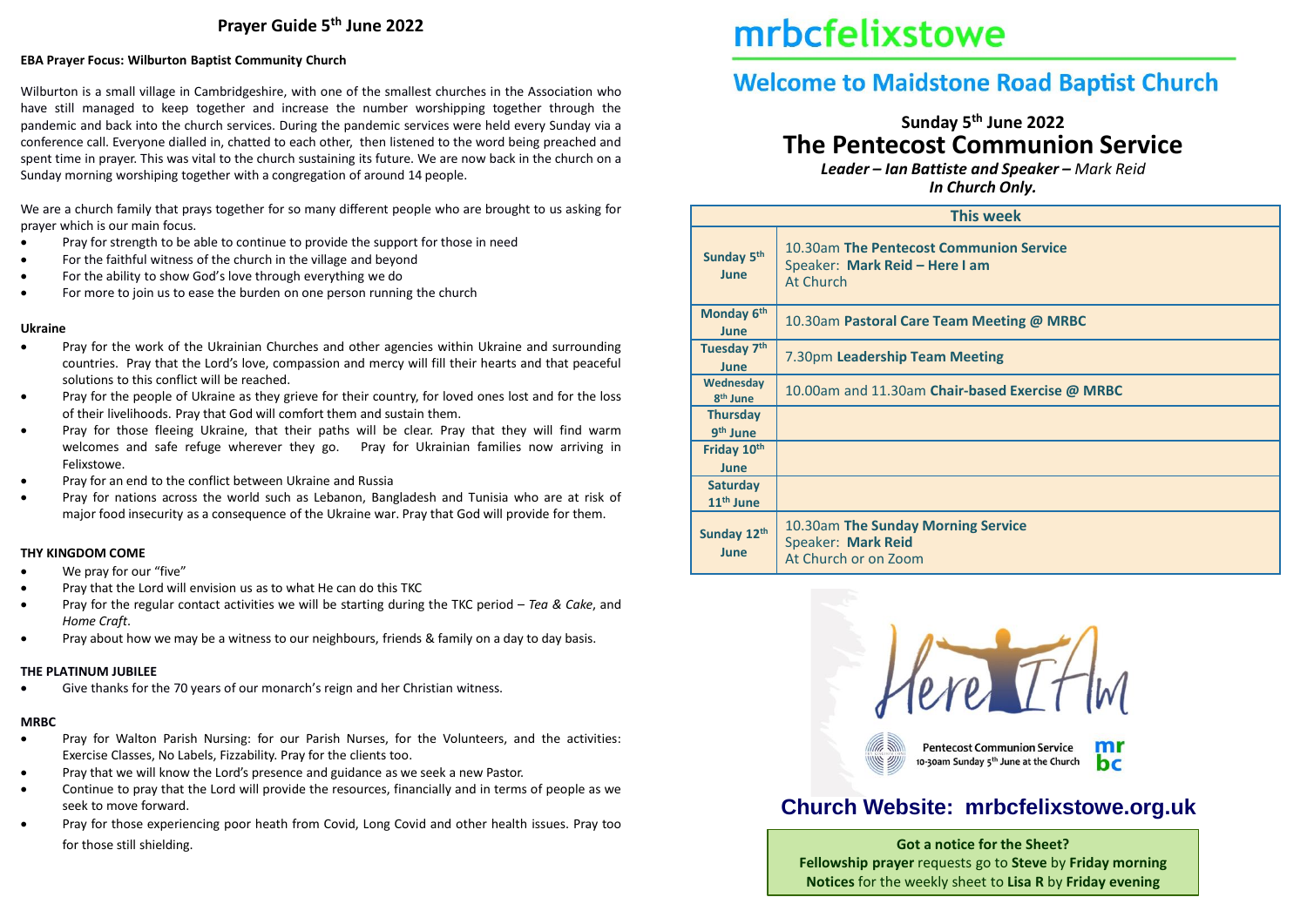## Prayer Guide 5th June 2022

**EBA Prayer Focus: Wilburton Baptist Community Church**

Wilburton is a small village in Cambridgeshire, with one of the smallest churches in the Association who have still managed to keep together and increase the number worshipping together through the pandemic and back into the church services. During the pandemic services were held every Sunday via a conference call. Everyone dialled in, chatted to each other, then listened to the word being preached and spent time in prayer. This was vital to the church sustaining its future. We are now back in the church on a Sunday morning worshiping together with a congregation of around 14 people.

We are a church family that prays together for so many different people who are brought to us asking for prayer which is our main focus.

- Pray for strength to be able to continue to provide the support for those in need
- For the faithful witness of the church in the village and beyond
- For the ability to show God's love through everything we do
- For more to join us to ease the burden on one person running the church

**Ukraine**

- Pray for the work of the Ukrainian Churches and other agencies within Ukraine and surrounding countries. Pray that the Lord's love, compassion and mercy will fill their hearts and that peaceful solutions to this conflict will be reached.
- Pray for the people of Ukraine as they grieve for their country, for loved ones lost and for the loss of their livelihoods. Pray that God will comfort them and sustain them.
- Pray for those fleeing Ukraine, that their paths will be clear. Pray that they will find warm welcomes and safe refuge wherever they go. Pray for Ukrainian families now arriving in Felixstowe.
- Pray for an end to the conflict between Ukraine and Russia
- Pray for nations across the world such as Lebanon, Bangladesh and Tunisia who are at risk of major food insecurity as a consequence of the Ukraine war. Pray that God will provide for them.

**THY KINGDOM COME**

- We pray for our "five"
- Pray that the Lord will envision us as to what He can do this TKC
- Pray for the regular contact activities we will be starting during the TKC period – *Tea & Cake*, and *Home Craft*.
- Pray about how we may be a witness to our neighbours, friends & family on a day to day basis.

**THE PLATINUM JUBILEE**

- Give thanks for the 70 years of our monarch's reign and her Christian witness.

**MRBC**

- Pray for Walton Parish Nursing: for our Parish Nurses, for the Volunteers, and the activities: Exercise Classes, No Labels, Fizzability. Pray for the clients too.
- Pray that we will know the Lord's presence and guidance as we seek a new Pastor.
- Continue to pray that the Lord will provide the resources, financially and in terms of people as we seek to move forward.
- Pray for those experiencing poor heath from Covid, Long Covid and other health issues. Pray too for those still shielding.

# mrbcfelixstowe

## Welcome to Maidstone Road Baptist Church

### Sunday 5th June 2022
## The Pentecost Communion Service

***Leader – Ian Battiste and Speaker –*** *Mark Reid*
***In Church Only.***

| This week | |
|---|---|
| **Sunday 5th June** | 10.30am **The Pentecost Communion Service**<br>Speaker: **Mark Reid – Here I am**<br>At Church |
| **Monday 6th June** | 10.30am **Pastoral Care Team Meeting @ MRBC** |
| **Tuesday 7th June** | 7.30pm **Leadership Team Meeting** |
| **Wednesday 8th June** | 10.00am and 11.30am **Chair-based Exercise @ MRBC** |
| **Thursday 9th June** | |
| **Friday 10th June** | |
| **Saturday 11th June** | |
| **Sunday 12th June** | 10.30am **The Sunday Morning Service**<br>Speaker: **Mark Reid**<br>At Church or on Zoom |

Here I Am

Pentecost Communion Service
10-30am Sunday 5th June at the Church

## Church Website: mrbcfelixstowe.org.uk

**Got a notice for the Sheet?**
**Fellowship prayer** requests go to **Steve** by **Friday morning**
**Notices** for the weekly sheet to **Lisa R** by **Friday evening**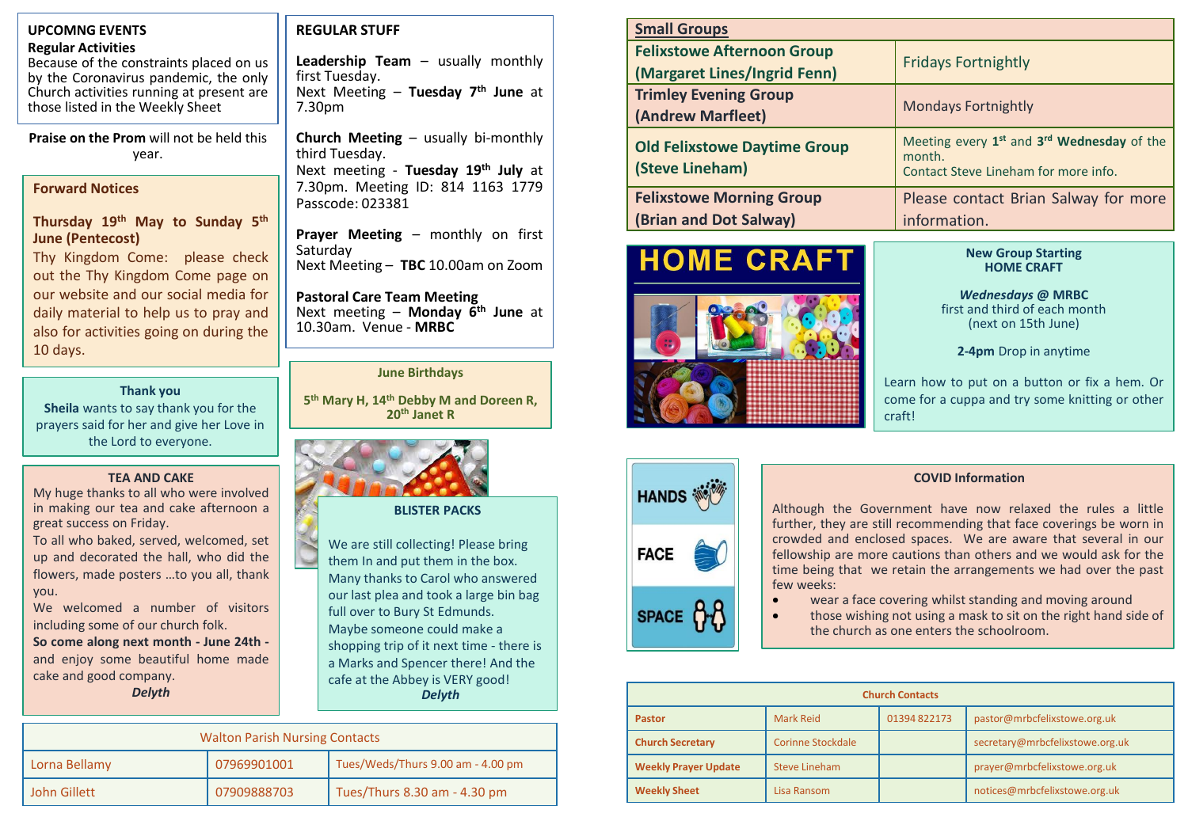## UPCOMNG EVENTS

**Regular Activities**

Because of the constraints placed on us by the Coronavirus pandemic, the only Church activities running at present are those listed in the Weekly Sheet

**Praise on the Prom** will not be held this year.

## Forward Notices

**Thursday 19th May to Sunday 5th June (Pentecost)**

Thy Kingdom Come: please check out the Thy Kingdom Come page on our website and our social media for daily material to help us to pray and also for activities going on during the 10 days.

## Thank you

**Sheila** wants to say thank you for the prayers said for her and give her Love in the Lord to everyone.

## TEA AND CAKE

My huge thanks to all who were involved in making our tea and cake afternoon a great success on Friday.

To all who baked, served, welcomed, set up and decorated the hall, who did the flowers, made posters …to you all, thank you.

We welcomed a number of visitors including some of our church folk.

**So come along next month - June 24th -** and enjoy some beautiful home made cake and good company.

***Delyth***

## REGULAR STUFF

**Leadership Team** – usually monthly first Tuesday.
Next Meeting – **Tuesday 7th June** at 7.30pm

**Church Meeting** – usually bi-monthly third Tuesday.
Next meeting - **Tuesday 19th July** at 7.30pm. Meeting ID: 814 1163 1779 Passcode: 023381

**Prayer Meeting** – monthly on first Saturday
Next Meeting – **TBC** 10.00am on Zoom

**Pastoral Care Team Meeting**
Next meeting – **Monday 6th June** at 10.30am. Venue - **MRBC**

## June Birthdays

**5th Mary H, 14th Debby M and Doreen R, 20th Janet R**

## BLISTER PACKS

We are still collecting! Please bring them In and put them in the box.
Many thanks to Carol who answered our last plea and took a large bin bag full over to Bury St Edmunds.
Maybe someone could make a shopping trip of it next time - there is a Marks and Spencer there! And the cafe at the Abbey is VERY good!

***Delyth***

| Walton Parish Nursing Contacts | | |
|---|---|---|
| Lorna Bellamy | 07969901001 | Tues/Weds/Thurs 9.00 am - 4.00 pm |
| John Gillett | 07909888703 | Tues/Thurs 8.30 am - 4.30 pm |

| Small Groups | |
|---|---|
| Felixstowe Afternoon Group (Margaret Lines/Ingrid Fenn) | Fridays Fortnightly |
| Trimley Evening Group (Andrew Marfleet) | Mondays Fortnightly |
| Old Felixstowe Daytime Group (Steve Lineham) | Meeting every 1st and 3rd **Wednesday** of the month. Contact Steve Lineham for more info. |
| Felixstowe Morning Group (Brian and Dot Salway) | Please contact Brian Salway for more information. |

## HOME CRAFT

**New Group Starting**
**HOME CRAFT**

***Wednesdays* @ MRBC**
first and third of each month
(next on 15th June)

**2-4pm** Drop in anytime

Learn how to put on a button or fix a hem. Or come for a cuppa and try some knitting or other craft!

HANDS
FACE
SPACE

## COVID Information

Although the Government have now relaxed the rules a little further, they are still recommending that face coverings be worn in crowded and enclosed spaces. We are aware that several in our fellowship are more cautions than others and we would ask for the time being that we retain the arrangements we had over the past few weeks:

- wear a face covering whilst standing and moving around
- those wishing not using a mask to sit on the right hand side of the church as one enters the schoolroom.

| Church Contacts | | | |
|---|---|---|---|
| **Pastor** | Mark Reid | 01394 822173 | pastor@mrbcfelixstowe.org.uk |
| **Church Secretary** | Corinne Stockdale | | secretary@mrbcfelixstowe.org.uk |
| **Weekly Prayer Update** | Steve Lineham | | prayer@mrbcfelixstowe.org.uk |
| **Weekly Sheet** | Lisa Ransom | | notices@mrbcfelixstowe.org.uk |